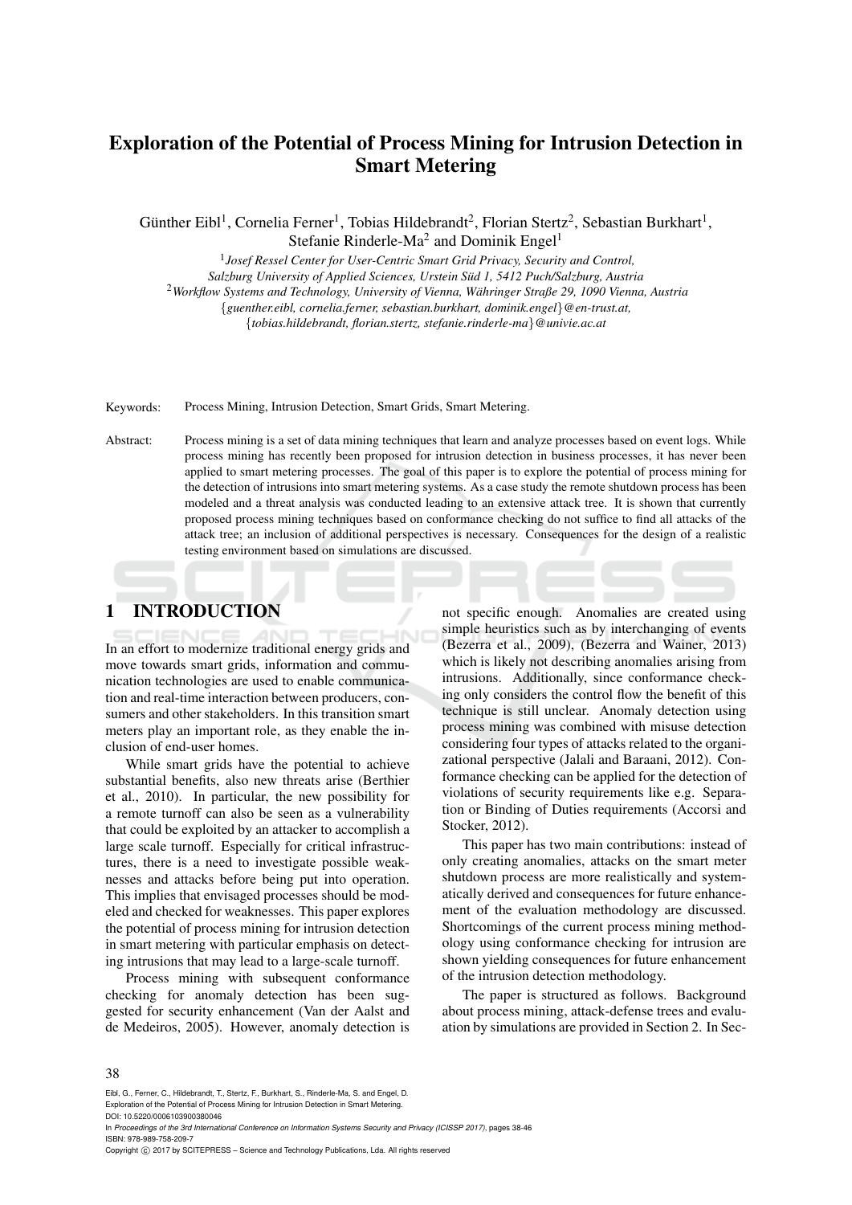# Exploration of the Potential of Process Mining for Intrusion Detection in Smart Metering

Günther Eibl[1], Cornelia Ferner[1], Tobias Hildebrandt[2], Florian Stertz[2], Sebastian Burkhart[1], Stefanie Rinderle-Ma[2] and Dominik Engel[1]

[1] *Josef Ressel Center for User-Centric Smart Grid Privacy, Security and Control, Salzburg University of Applied Sciences, Urstein Süd 1, 5412 Puch/Salzburg, Austria*

[2] *Workflow Systems and Technology, University of Vienna, Währinger Straße 29, 1090 Vienna, Austria*

{*guenther.eibl, cornelia.ferner, sebastian.burkhart, dominik.engel*}*@en-trust.at*, {*tobias.hildebrandt, florian.stertz, stefanie.rinderle-ma*}*@univie.ac.at*

Keywords: Process Mining, Intrusion Detection, Smart Grids, Smart Metering.

Abstract: Process mining is a set of data mining techniques that learn and analyze processes based on event logs. While process mining has recently been proposed for intrusion detection in business processes, it has never been applied to smart metering processes. The goal of this paper is to explore the potential of process mining for the detection of intrusions into smart metering systems. As a case study the remote shutdown process has been modeled and a threat analysis was conducted leading to an extensive attack tree. It is shown that currently proposed process mining techniques based on conformance checking do not suffice to find all attacks of the attack tree; an inclusion of additional perspectives is necessary. Consequences for the design of a realistic testing environment based on simulations are discussed.

## 1 INTRODUCTION

In an effort to modernize traditional energy grids and move towards smart grids, information and communication technologies are used to enable communication and real-time interaction between producers, consumers and other stakeholders. In this transition smart meters play an important role, as they enable the inclusion of end-user homes.

While smart grids have the potential to achieve substantial benefits, also new threats arise (Berthier et al., 2010). In particular, the new possibility for a remote turnoff can also be seen as a vulnerability that could be exploited by an attacker to accomplish a large scale turnoff. Especially for critical infrastructures, there is a need to investigate possible weaknesses and attacks before being put into operation. This implies that envisaged processes should be modeled and checked for weaknesses. This paper explores the potential of process mining for intrusion detection in smart metering with particular emphasis on detecting intrusions that may lead to a large-scale turnoff.

Process mining with subsequent conformance checking for anomaly detection has been suggested for security enhancement (Van der Aalst and de Medeiros, 2005). However, anomaly detection is not specific enough. Anomalies are created using simple heuristics such as by interchanging of events (Bezerra et al., 2009), (Bezerra and Wainer, 2013) which is likely not describing anomalies arising from intrusions. Additionally, since conformance checking only considers the control flow the benefit of this technique is still unclear. Anomaly detection using process mining was combined with misuse detection considering four types of attacks related to the organizational perspective (Jalali and Baraani, 2012). Conformance checking can be applied for the detection of violations of security requirements like e.g. Separation or Binding of Duties requirements (Accorsi and Stocker, 2012).

This paper has two main contributions: instead of only creating anomalies, attacks on the smart meter shutdown process are more realistically and systematically derived and consequences for future enhancement of the evaluation methodology are discussed. Shortcomings of the current process mining methodology using conformance checking for intrusion are shown yielding consequences for future enhancement of the intrusion detection methodology.

The paper is structured as follows. Background about process mining, attack-defense trees and evaluation by simulations are provided in Section 2. In Sec-

Eibl, G., Ferner, C., Hildebrandt, T., Stertz, F., Burkhart, S., Rinderle-Ma, S. and Engel, D.
Exploration of the Potential of Process Mining for Intrusion Detection in Smart Metering.
DOI: 10.5220/0006103900380046
In *Proceedings of the 3rd International Conference on Information Systems Security and Privacy (ICISSP 2017)*, pages 38-46
ISBN: 978-989-758-209-7
Copyright © 2017 by SCITEPRESS – Science and Technology Publications, Lda. All rights reserved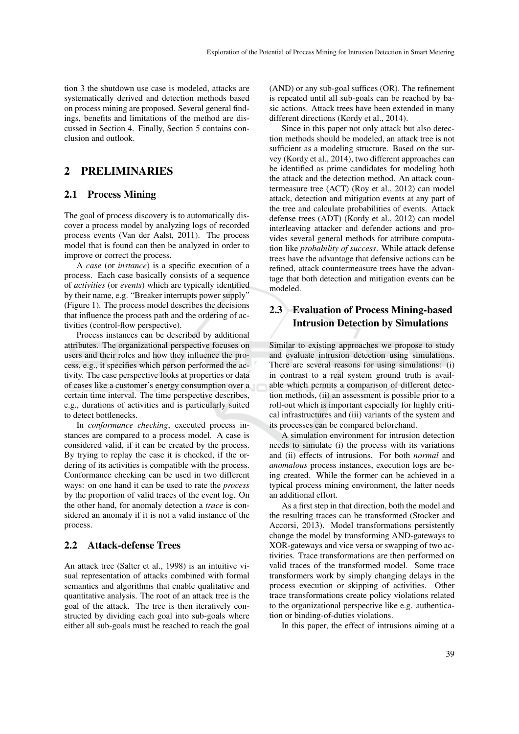tion 3 the shutdown use case is modeled, attacks are systematically derived and detection methods based on process mining are proposed. Several general findings, benefits and limitations of the method are discussed in Section 4. Finally, Section 5 contains conclusion and outlook.

## 2 PRELIMINARIES

### 2.1 Process Mining

The goal of process discovery is to automatically discover a process model by analyzing logs of recorded process events (Van der Aalst, 2011). The process model that is found can then be analyzed in order to improve or correct the process.

A *case* (or *instance*) is a specific execution of a process. Each case basically consists of a sequence of *activities* (or *events*) which are typically identified by their name, e.g. "Breaker interrupts power supply" (Figure 1). The process model describes the decisions that influence the process path and the ordering of activities (control-flow perspective).

Process instances can be described by additional attributes. The organizational perspective focuses on users and their roles and how they influence the process, e.g., it specifies which person performed the activity. The case perspective looks at properties or data of cases like a customer's energy consumption over a certain time interval. The time perspective describes, e.g., durations of activities and is particularly suited to detect bottlenecks.

In *conformance checking*, executed process instances are compared to a process model. A case is considered valid, if it can be created by the process. By trying to replay the case it is checked, if the ordering of its activities is compatible with the process. Conformance checking can be used in two different ways: on one hand it can be used to rate the *process* by the proportion of valid traces of the event log. On the other hand, for anomaly detection a *trace* is considered an anomaly if it is not a valid instance of the process.

### 2.2 Attack-defense Trees

An attack tree (Salter et al., 1998) is an intuitive visual representation of attacks combined with formal semantics and algorithms that enable qualitative and quantitative analysis. The root of an attack tree is the goal of the attack. The tree is then iteratively constructed by dividing each goal into sub-goals where either all sub-goals must be reached to reach the goal (AND) or any sub-goal suffices (OR). The refinement is repeated until all sub-goals can be reached by basic actions. Attack trees have been extended in many different directions (Kordy et al., 2014).

Since in this paper not only attack but also detection methods should be modeled, an attack tree is not sufficient as a modeling structure. Based on the survey (Kordy et al., 2014), two different approaches can be identified as prime candidates for modeling both the attack and the detection method. An attack countermeasure tree (ACT) (Roy et al., 2012) can model attack, detection and mitigation events at any part of the tree and calculate probabilities of events. Attack defense trees (ADT) (Kordy et al., 2012) can model interleaving attacker and defender actions and provides several general methods for attribute computation like *probability of success*. While attack defense trees have the advantage that defensive actions can be refined, attack countermeasure trees have the advantage that both detection and mitigation events can be modeled.

### 2.3 Evaluation of Process Mining-based Intrusion Detection by Simulations

Similar to existing approaches we propose to study and evaluate intrusion detection using simulations. There are several reasons for using simulations: (i) in contrast to a real system ground truth is available which permits a comparison of different detection methods, (ii) an assessment is possible prior to a roll-out which is important especially for highly critical infrastructures and (iii) variants of the system and its processes can be compared beforehand.

A simulation environment for intrusion detection needs to simulate (i) the process with its variations and (ii) effects of intrusions. For both *normal* and *anomalous* process instances, execution logs are being created. While the former can be achieved in a typical process mining environment, the latter needs an additional effort.

As a first step in that direction, both the model and the resulting traces can be transformed (Stocker and Accorsi, 2013). Model transformations persistently change the model by transforming AND-gateways to XOR-gateways and vice versa or swapping of two activities. Trace transformations are then performed on valid traces of the transformed model. Some trace transformers work by simply changing delays in the process execution or skipping of activities. Other trace transformations create policy violations related to the organizational perspective like e.g. authentication or binding-of-duties violations.

In this paper, the effect of intrusions aiming at a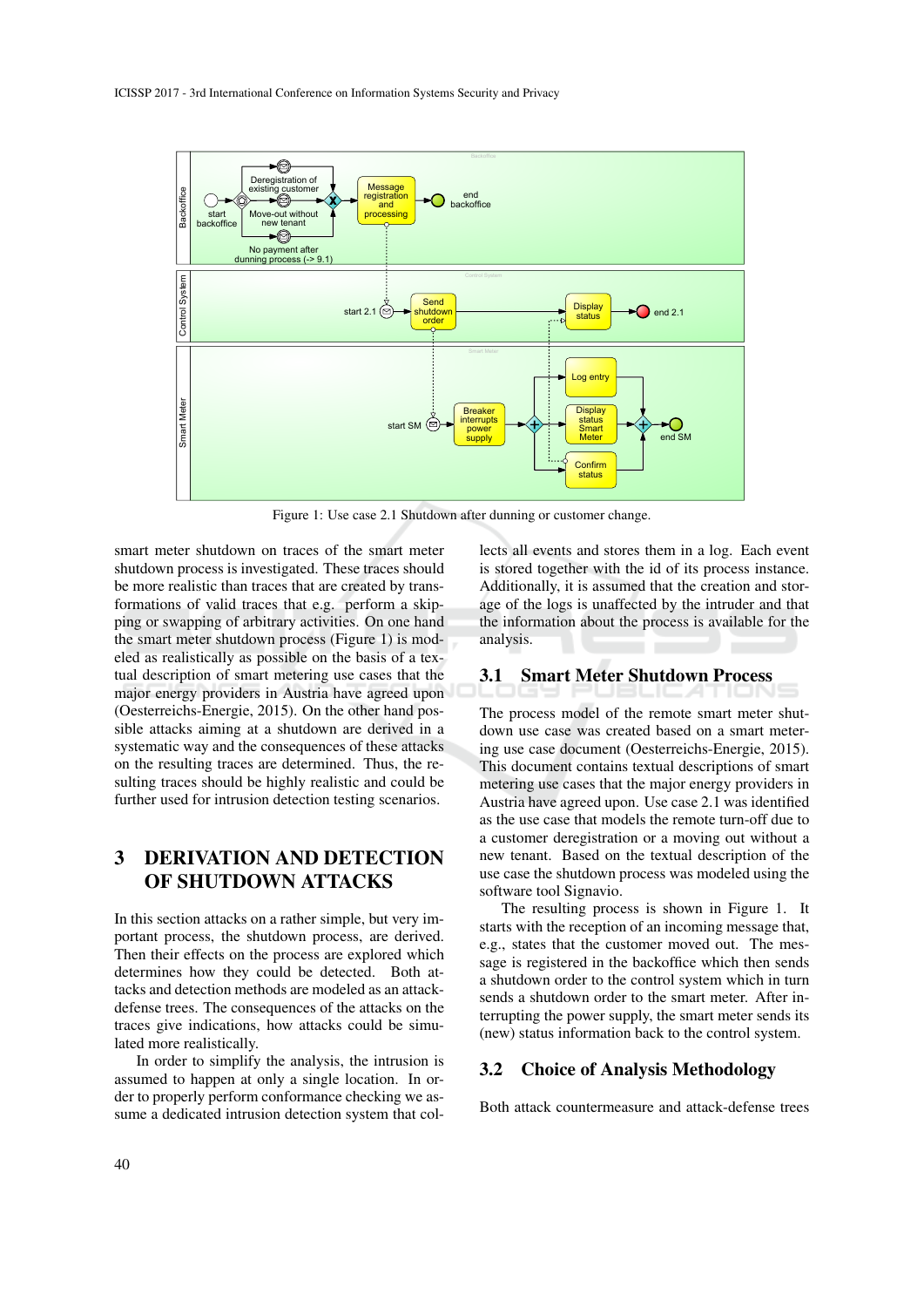Figure 1: Use case 2.1 Shutdown after dunning or customer change.

smart meter shutdown on traces of the smart meter shutdown process is investigated. These traces should be more realistic than traces that are created by transformations of valid traces that e.g. perform a skipping or swapping of arbitrary activities. On one hand the smart meter shutdown process (Figure 1) is modeled as realistically as possible on the basis of a textual description of smart metering use cases that the major energy providers in Austria have agreed upon (Oesterreichs-Energie, 2015). On the other hand possible attacks aiming at a shutdown are derived in a systematic way and the consequences of these attacks on the resulting traces are determined. Thus, the resulting traces should be highly realistic and could be further used for intrusion detection testing scenarios.

# 3 DERIVATION AND DETECTION OF SHUTDOWN ATTACKS

In this section attacks on a rather simple, but very important process, the shutdown process, are derived. Then their effects on the process are explored which determines how they could be detected. Both attacks and detection methods are modeled as an attack-defense trees. The consequences of the attacks on the traces give indications, how attacks could be simulated more realistically.

In order to simplify the analysis, the intrusion is assumed to happen at only a single location. In order to properly perform conformance checking we assume a dedicated intrusion detection system that collects all events and stores them in a log. Each event is stored together with the id of its process instance. Additionally, it is assumed that the creation and storage of the logs is unaffected by the intruder and that the information about the process is available for the analysis.

## 3.1 Smart Meter Shutdown Process

The process model of the remote smart meter shutdown use case was created based on a smart metering use case document (Oesterreichs-Energie, 2015). This document contains textual descriptions of smart metering use cases that the major energy providers in Austria have agreed upon. Use case 2.1 was identified as the use case that models the remote turn-off due to a customer deregistration or a moving out without a new tenant. Based on the textual description of the use case the shutdown process was modeled using the software tool Signavio.

The resulting process is shown in Figure 1. It starts with the reception of an incoming message that, e.g., states that the customer moved out. The message is registered in the backoffice which then sends a shutdown order to the control system which in turn sends a shutdown order to the smart meter. After interrupting the power supply, the smart meter sends its (new) status information back to the control system.

## 3.2 Choice of Analysis Methodology

Both attack countermeasure and attack-defense trees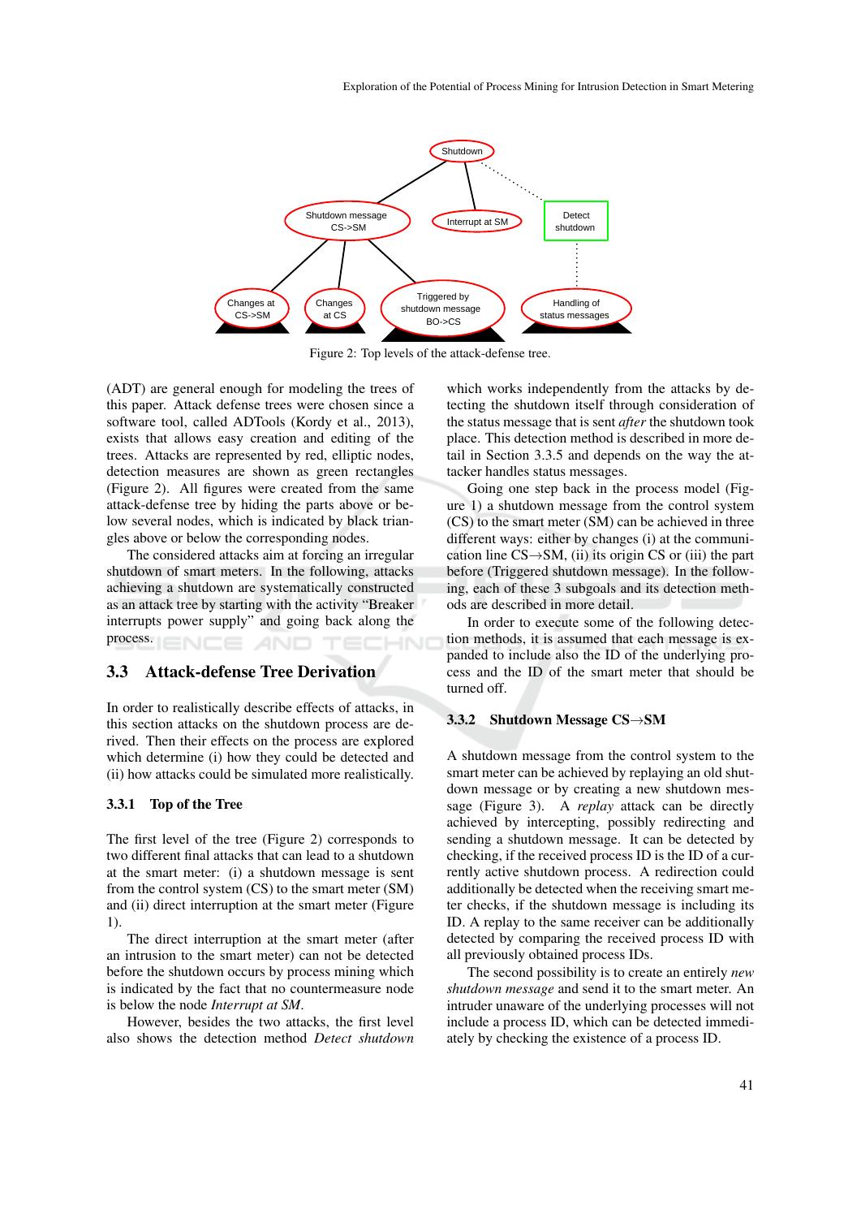Figure 2: Top levels of the attack-defense tree.

(ADT) are general enough for modeling the trees of this paper. Attack defense trees were chosen since a software tool, called ADTools (Kordy et al., 2013), exists that allows easy creation and editing of the trees. Attacks are represented by red, elliptic nodes, detection measures are shown as green rectangles (Figure 2). All figures were created from the same attack-defense tree by hiding the parts above or below several nodes, which is indicated by black triangles above or below the corresponding nodes.

The considered attacks aim at forcing an irregular shutdown of smart meters. In the following, attacks achieving a shutdown are systematically constructed as an attack tree by starting with the activity "Breaker interrupts power supply" and going back along the process.

## 3.3 Attack-defense Tree Derivation

In order to realistically describe effects of attacks, in this section attacks on the shutdown process are derived. Then their effects on the process are explored which determine (i) how they could be detected and (ii) how attacks could be simulated more realistically.

### 3.3.1 Top of the Tree

The first level of the tree (Figure 2) corresponds to two different final attacks that can lead to a shutdown at the smart meter: (i) a shutdown message is sent from the control system (CS) to the smart meter (SM) and (ii) direct interruption at the smart meter (Figure 1).

The direct interruption at the smart meter (after an intrusion to the smart meter) can not be detected before the shutdown occurs by process mining which is indicated by the fact that no countermeasure node is below the node *Interrupt at SM*.

However, besides the two attacks, the first level also shows the detection method *Detect shutdown* which works independently from the attacks by detecting the shutdown itself through consideration of the status message that is sent *after* the shutdown took place. This detection method is described in more detail in Section 3.3.5 and depends on the way the attacker handles status messages.

Going one step back in the process model (Figure 1) a shutdown message from the control system (CS) to the smart meter (SM) can be achieved in three different ways: either by changes (i) at the communication line CS→SM, (ii) its origin CS or (iii) the part before (Triggered shutdown message). In the following, each of these 3 subgoals and its detection methods are described in more detail.

In order to execute some of the following detection methods, it is assumed that each message is expanded to include also the ID of the underlying process and the ID of the smart meter that should be turned off.

### 3.3.2 Shutdown Message CS→SM

A shutdown message from the control system to the smart meter can be achieved by replaying an old shutdown message or by creating a new shutdown message (Figure 3). A *replay* attack can be directly achieved by intercepting, possibly redirecting and sending a shutdown message. It can be detected by checking, if the received process ID is the ID of a currently active shutdown process. A redirection could additionally be detected when the receiving smart meter checks, if the shutdown message is including its ID. A replay to the same receiver can be additionally detected by comparing the received process ID with all previously obtained process IDs.

The second possibility is to create an entirely *new shutdown message* and send it to the smart meter. An intruder unaware of the underlying processes will not include a process ID, which can be detected immediately by checking the existence of a process ID.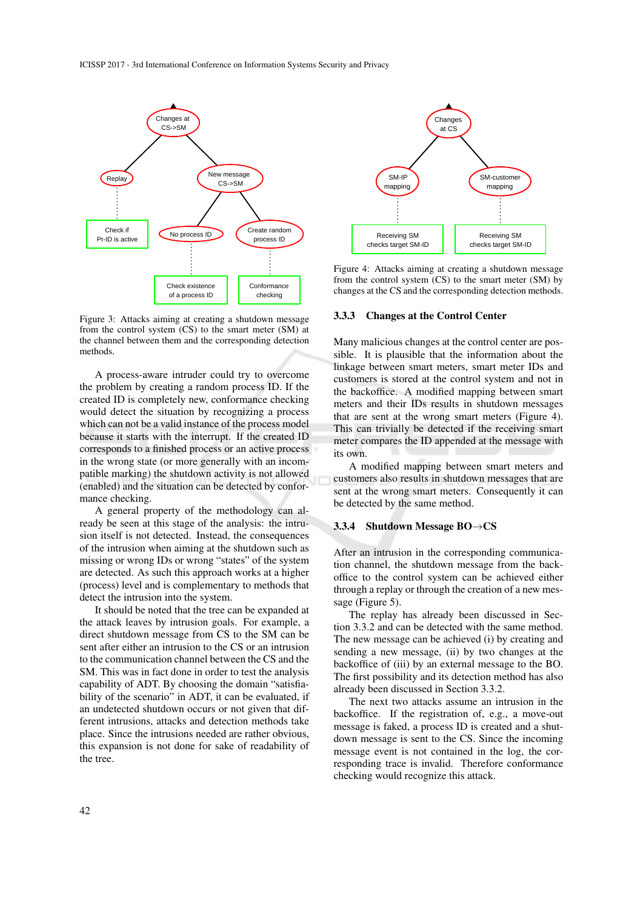Figure 3: Attacks aiming at creating a shutdown message from the control system (CS) to the smart meter (SM) at the channel between them and the corresponding detection methods.

A process-aware intruder could try to overcome the problem by creating a random process ID. If the created ID is completely new, conformance checking would detect the situation by recognizing a process which can not be a valid instance of the process model because it starts with the interrupt. If the created ID corresponds to a finished process or an active process in the wrong state (or more generally with an incompatible marking) the shutdown activity is not allowed (enabled) and the situation can be detected by conformance checking.

A general property of the methodology can already be seen at this stage of the analysis: the intrusion itself is not detected. Instead, the consequences of the intrusion when aiming at the shutdown such as missing or wrong IDs or wrong "states" of the system are detected. As such this approach works at a higher (process) level and is complementary to methods that detect the intrusion into the system.

It should be noted that the tree can be expanded at the attack leaves by intrusion goals. For example, a direct shutdown message from CS to the SM can be sent after either an intrusion to the CS or an intrusion to the communication channel between the CS and the SM. This was in fact done in order to test the analysis capability of ADT. By choosing the domain "satisfiability of the scenario" in ADT, it can be evaluated, if an undetected shutdown occurs or not given that different intrusions, attacks and detection methods take place. Since the intrusions needed are rather obvious, this expansion is not done for sake of readability of the tree.

Figure 4: Attacks aiming at creating a shutdown message from the control system (CS) to the smart meter (SM) by changes at the CS and the corresponding detection methods.

### 3.3.3 Changes at the Control Center

Many malicious changes at the control center are possible. It is plausible that the information about the linkage between smart meters, smart meter IDs and customers is stored at the control system and not in the backoffice. A modified mapping between smart meters and their IDs results in shutdown messages that are sent at the wrong smart meters (Figure 4). This can trivially be detected if the receiving smart meter compares the ID appended at the message with its own.

A modified mapping between smart meters and customers also results in shutdown messages that are sent at the wrong smart meters. Consequently it can be detected by the same method.

### 3.3.4 Shutdown Message BO→CS

After an intrusion in the corresponding communication channel, the shutdown message from the backoffice to the control system can be achieved either through a replay or through the creation of a new message (Figure 5).

The replay has already been discussed in Section 3.3.2 and can be detected with the same method. The new message can be achieved (i) by creating and sending a new message, (ii) by two changes at the backoffice of (iii) by an external message to the BO. The first possibility and its detection method has also already been discussed in Section 3.3.2.

The next two attacks assume an intrusion in the backoffice. If the registration of, e.g., a move-out message is faked, a process ID is created and a shutdown message is sent to the CS. Since the incoming message event is not contained in the log, the corresponding trace is invalid. Therefore conformance checking would recognize this attack.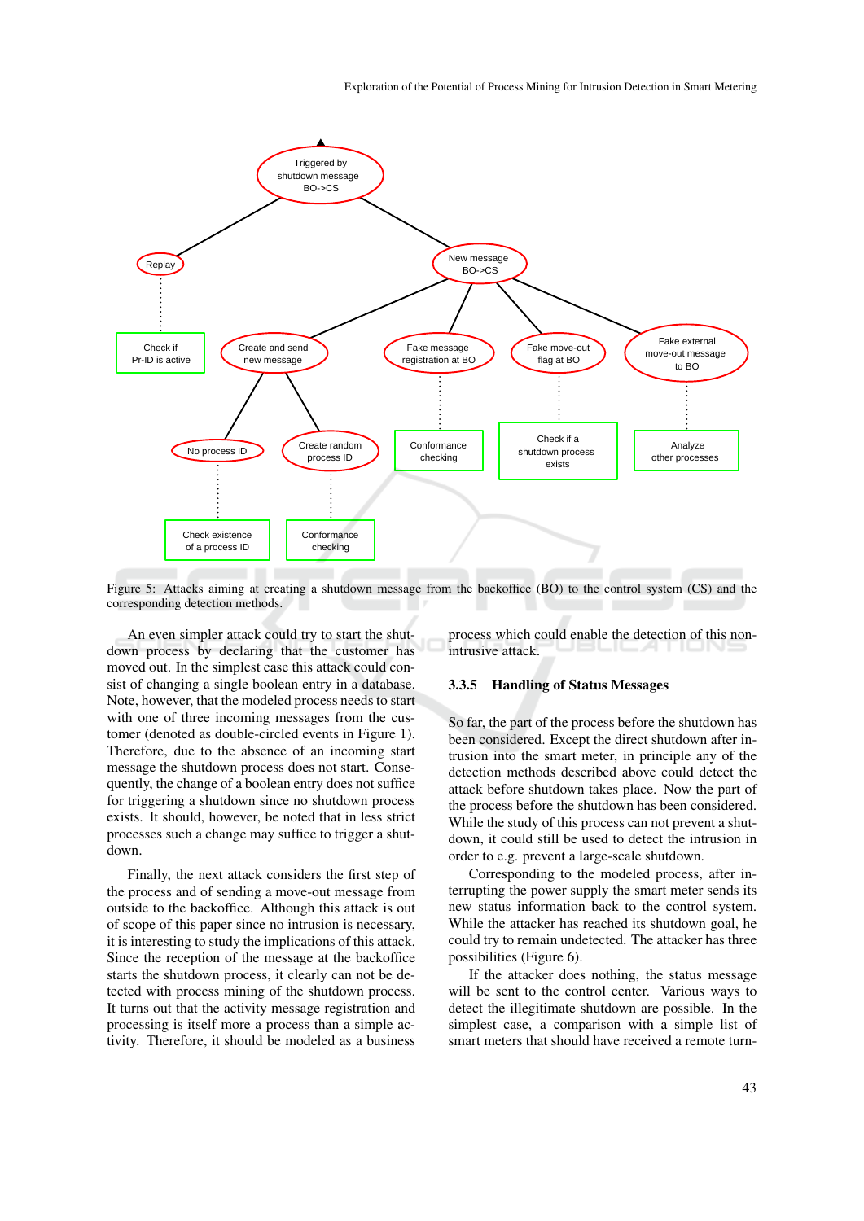Figure 5: Attacks aiming at creating a shutdown message from the backoffice (BO) to the control system (CS) and the corresponding detection methods.

An even simpler attack could try to start the shutdown process by declaring that the customer has moved out. In the simplest case this attack could consist of changing a single boolean entry in a database. Note, however, that the modeled process needs to start with one of three incoming messages from the customer (denoted as double-circled events in Figure 1). Therefore, due to the absence of an incoming start message the shutdown process does not start. Consequently, the change of a boolean entry does not suffice for triggering a shutdown since no shutdown process exists. It should, however, be noted that in less strict processes such a change may suffice to trigger a shutdown.

Finally, the next attack considers the first step of the process and of sending a move-out message from outside to the backoffice. Although this attack is out of scope of this paper since no intrusion is necessary, it is interesting to study the implications of this attack. Since the reception of the message at the backoffice starts the shutdown process, it clearly can not be detected with process mining of the shutdown process. It turns out that the activity message registration and processing is itself more a process than a simple activity. Therefore, it should be modeled as a business process which could enable the detection of this non-intrusive attack.

#### 3.3.5 Handling of Status Messages

So far, the part of the process before the shutdown has been considered. Except the direct shutdown after intrusion into the smart meter, in principle any of the detection methods described above could detect the attack before shutdown takes place. Now the part of the process before the shutdown has been considered. While the study of this process can not prevent a shutdown, it could still be used to detect the intrusion in order to e.g. prevent a large-scale shutdown.

Corresponding to the modeled process, after interrupting the power supply the smart meter sends its new status information back to the control system. While the attacker has reached its shutdown goal, he could try to remain undetected. The attacker has three possibilities (Figure 6).

If the attacker does nothing, the status message will be sent to the control center. Various ways to detect the illegitimate shutdown are possible. In the simplest case, a comparison with a simple list of smart meters that should have received a remote turn-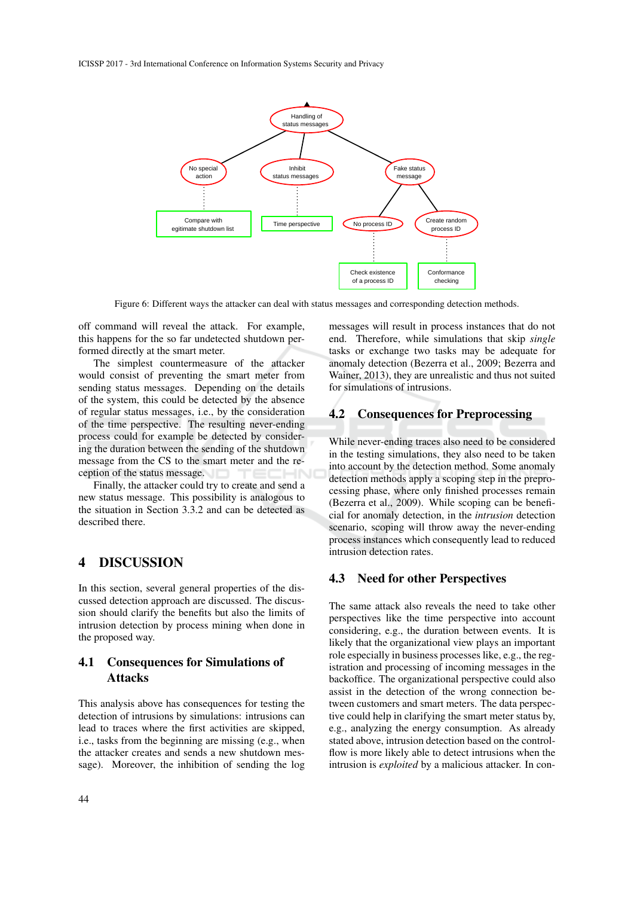Figure 6: Different ways the attacker can deal with status messages and corresponding detection methods.

off command will reveal the attack. For example, this happens for the so far undetected shutdown performed directly at the smart meter.

The simplest countermeasure of the attacker would consist of preventing the smart meter from sending status messages. Depending on the details of the system, this could be detected by the absence of regular status messages, i.e., by the consideration of the time perspective. The resulting never-ending process could for example be detected by considering the duration between the sending of the shutdown message from the CS to the smart meter and the reception of the status message.

Finally, the attacker could try to create and send a new status message. This possibility is analogous to the situation in Section 3.3.2 and can be detected as described there.

# 4 DISCUSSION

In this section, several general properties of the discussed detection approach are discussed. The discussion should clarify the benefits but also the limits of intrusion detection by process mining when done in the proposed way.

## 4.1 Consequences for Simulations of Attacks

This analysis above has consequences for testing the detection of intrusions by simulations: intrusions can lead to traces where the first activities are skipped, i.e., tasks from the beginning are missing (e.g., when the attacker creates and sends a new shutdown message). Moreover, the inhibition of sending the log messages will result in process instances that do not end. Therefore, while simulations that skip *single* tasks or exchange two tasks may be adequate for anomaly detection (Bezerra et al., 2009; Bezerra and Wainer, 2013), they are unrealistic and thus not suited for simulations of intrusions.

## 4.2 Consequences for Preprocessing

While never-ending traces also need to be considered in the testing simulations, they also need to be taken into account by the detection method. Some anomaly detection methods apply a scoping step in the preprocessing phase, where only finished processes remain (Bezerra et al., 2009). While scoping can be beneficial for anomaly detection, in the *intrusion* detection scenario, scoping will throw away the never-ending process instances which consequently lead to reduced intrusion detection rates.

## 4.3 Need for other Perspectives

The same attack also reveals the need to take other perspectives like the time perspective into account considering, e.g., the duration between events. It is likely that the organizational view plays an important role especially in business processes like, e.g., the registration and processing of incoming messages in the backoffice. The organizational perspective could also assist in the detection of the wrong connection between customers and smart meters. The data perspective could help in clarifying the smart meter status by, e.g., analyzing the energy consumption. As already stated above, intrusion detection based on the controlflow is more likely able to detect intrusions when the intrusion is *exploited* by a malicious attacker. In con-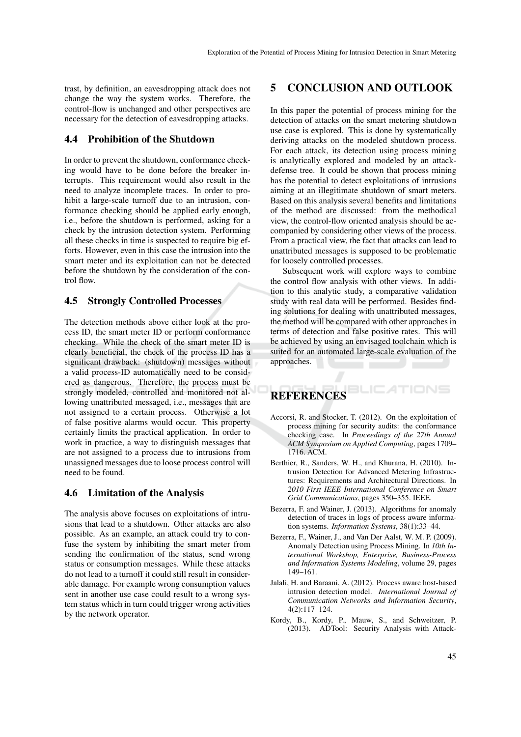trast, by definition, an eavesdropping attack does not change the way the system works. Therefore, the control-flow is unchanged and other perspectives are necessary for the detection of eavesdropping attacks.

### 4.4 Prohibition of the Shutdown

In order to prevent the shutdown, conformance checking would have to be done before the breaker interrupts. This requirement would also result in the need to analyze incomplete traces. In order to prohibit a large-scale turnoff due to an intrusion, conformance checking should be applied early enough, i.e., before the shutdown is performed, asking for a check by the intrusion detection system. Performing all these checks in time is suspected to require big efforts. However, even in this case the intrusion into the smart meter and its exploitation can not be detected before the shutdown by the consideration of the control flow.

### 4.5 Strongly Controlled Processes

The detection methods above either look at the process ID, the smart meter ID or perform conformance checking. While the check of the smart meter ID is clearly beneficial, the check of the process ID has a significant drawback: (shutdown) messages without a valid process-ID automatically need to be considered as dangerous. Therefore, the process must be strongly modeled, controlled and monitored not allowing unattributed messaged, i.e., messages that are not assigned to a certain process. Otherwise a lot of false positive alarms would occur. This property certainly limits the practical application. In order to work in practice, a way to distinguish messages that are not assigned to a process due to intrusions from unassigned messages due to loose process control will need to be found.

### 4.6 Limitation of the Analysis

The analysis above focuses on exploitations of intrusions that lead to a shutdown. Other attacks are also possible. As an example, an attack could try to confuse the system by inhibiting the smart meter from sending the confirmation of the status, send wrong status or consumption messages. While these attacks do not lead to a turnoff it could still result in considerable damage. For example wrong consumption values sent in another use case could result to a wrong system status which in turn could trigger wrong activities by the network operator.

## 5 CONCLUSION AND OUTLOOK

In this paper the potential of process mining for the detection of attacks on the smart metering shutdown use case is explored. This is done by systematically deriving attacks on the modeled shutdown process. For each attack, its detection using process mining is analytically explored and modeled by an attack-defense tree. It could be shown that process mining has the potential to detect exploitations of intrusions aiming at an illegitimate shutdown of smart meters. Based on this analysis several benefits and limitations of the method are discussed: from the methodical view, the control-flow oriented analysis should be accompanied by considering other views of the process. From a practical view, the fact that attacks can lead to unattributed messages is supposed to be problematic for loosely controlled processes.

Subsequent work will explore ways to combine the control flow analysis with other views. In addition to this analytic study, a comparative validation study with real data will be performed. Besides finding solutions for dealing with unattributed messages, the method will be compared with other approaches in terms of detection and false positive rates. This will be achieved by using an envisaged toolchain which is suited for an automated large-scale evaluation of the approaches.

## REFERENCES

Accorsi, R. and Stocker, T. (2012). On the exploitation of process mining for security audits: the conformance checking case. In *Proceedings of the 27th Annual ACM Symposium on Applied Computing*, pages 1709–1716. ACM.

Berthier, R., Sanders, W. H., and Khurana, H. (2010). Intrusion Detection for Advanced Metering Infrastructures: Requirements and Architectural Directions. In *2010 First IEEE International Conference on Smart Grid Communications*, pages 350–355. IEEE.

Bezerra, F. and Wainer, J. (2013). Algorithms for anomaly detection of traces in logs of process aware information systems. *Information Systems*, 38(1):33–44.

Bezerra, F., Wainer, J., and Van Der Aalst, W. M. P. (2009). Anomaly Detection using Process Mining. In *10th International Workshop, Enterprise, Business-Process and Information Systems Modeling*, volume 29, pages 149–161.

Jalali, H. and Baraani, A. (2012). Process aware host-based intrusion detection model. *International Journal of Communication Networks and Information Security*, 4(2):117–124.

Kordy, B., Kordy, P., Mauw, S., and Schweitzer, P. (2013). ADTool: Security Analysis with Attack-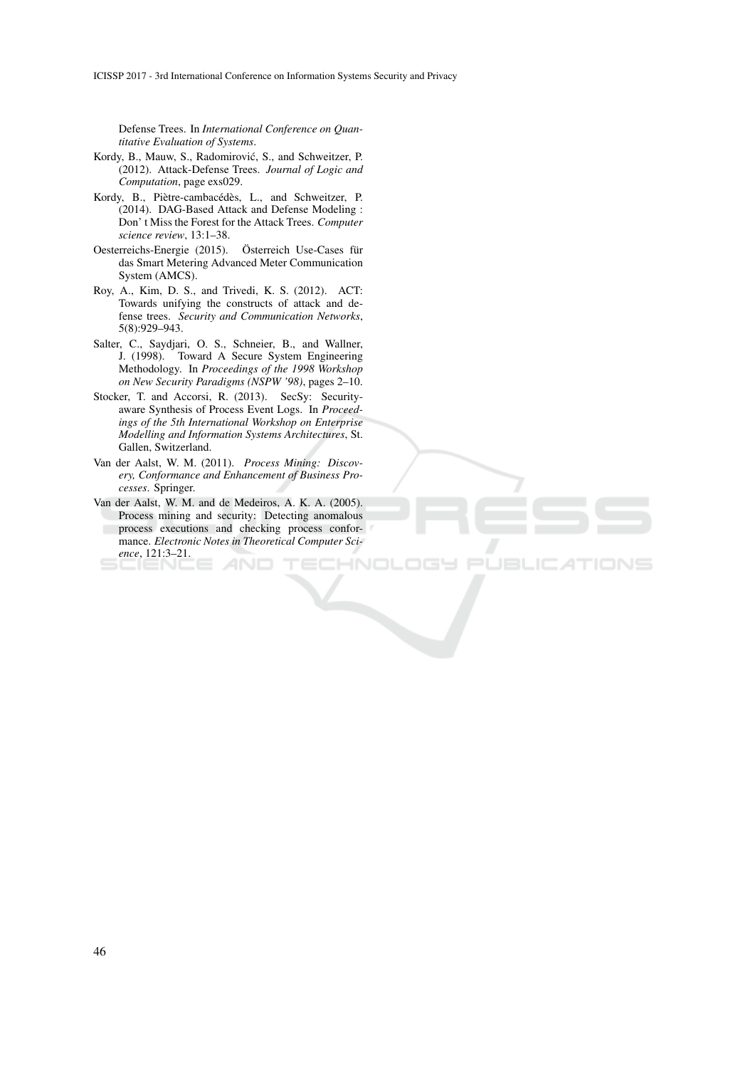Defense Trees. In *International Conference on Quantitative Evaluation of Systems*.

Kordy, B., Mauw, S., Radomirović, S., and Schweitzer, P. (2012). Attack-Defense Trees. *Journal of Logic and Computation*, page exs029.

Kordy, B., Piètre-cambacédès, L., and Schweitzer, P. (2014). DAG-Based Attack and Defense Modeling : Don' t Miss the Forest for the Attack Trees. *Computer science review*, 13:1–38.

Oesterreichs-Energie (2015). Österreich Use-Cases für das Smart Metering Advanced Meter Communication System (AMCS).

Roy, A., Kim, D. S., and Trivedi, K. S. (2012). ACT: Towards unifying the constructs of attack and defense trees. *Security and Communication Networks*, 5(8):929–943.

Salter, C., Saydjari, O. S., Schneier, B., and Wallner, J. (1998). Toward A Secure System Engineering Methodology. In *Proceedings of the 1998 Workshop on New Security Paradigms (NSPW '98)*, pages 2–10.

Stocker, T. and Accorsi, R. (2013). SecSy: Security-aware Synthesis of Process Event Logs. In *Proceedings of the 5th International Workshop on Enterprise Modelling and Information Systems Architectures*, St. Gallen, Switzerland.

Van der Aalst, W. M. (2011). *Process Mining: Discovery, Conformance and Enhancement of Business Processes*. Springer.

Van der Aalst, W. M. and de Medeiros, A. K. A. (2005). Process mining and security: Detecting anomalous process executions and checking process conformance. *Electronic Notes in Theoretical Computer Science*, 121:3–21.